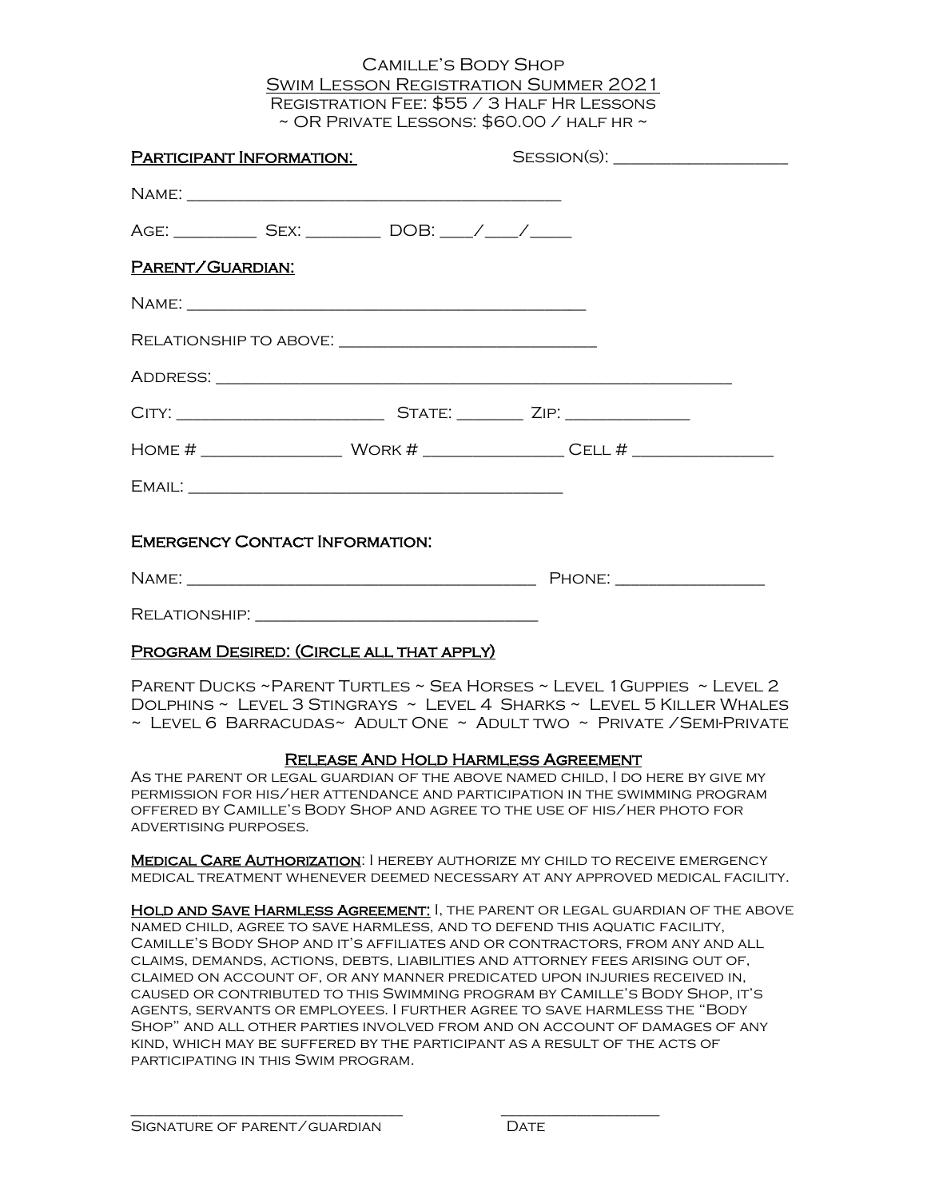# Camille's Body Shop

## Swim Lesson Registration Summer 2021

Registration Fee: $55 / 3 Half Hr Lessons
~ OR Private Lessons: $60.00 / half hr ~

**Participant Information:** Session(s): ____________________

Name: ____________________________________________

Age: __________ Sex: _________ DOB: ____/____/_____

**Parent/Guardian:**

Name: ______________________________________________

Relationship to above: ______________________________

Address: ____________________________________________________________

City: ________________________ State: ________ Zip: ______________

Home # ________________ Work # ________________ Cell # ________________

Email: ___________________________________________

**Emergency Contact Information:**

Name: _________________________________________ Phone: _________________

Relationship: ________________________________

**Program Desired: (Circle all that apply)**

Parent Ducks ~ Parent Turtles ~ Sea Horses ~ Level 1 Guppies ~ Level 2 Dolphins ~ Level 3 Stingrays ~ Level 4 Sharks ~ Level 5 Killer Whales ~ Level 6 Barracudas ~ Adult One ~ Adult two ~ Private /Semi-Private

**Release And Hold Harmless Agreement**

As the parent or legal guardian of the above named child, I do here by give my permission for his/her attendance and participation in the swimming program offered by Camille's Body Shop and agree to the use of his/her photo for advertising purposes.

**Medical Care Authorization**: I hereby authorize my child to receive emergency medical treatment whenever deemed necessary at any approved medical facility.

**Hold and Save Harmless Agreement:** I, the parent or legal guardian of the above named child, agree to save harmless, and to defend this aquatic facility, Camille's Body Shop and it's affiliates and or contractors, from any and all claims, demands, actions, debts, liabilities and attorney fees arising out of, claimed on account of, or any manner predicated upon injuries received in, caused or contributed to this Swimming program by Camille's Body Shop, it's agents, servants or employees. I further agree to save harmless the "Body Shop" and all other parties involved from and on account of damages of any kind, which may be suffered by the participant as a result of the acts of participating in this Swim program.

________________________________ ____________________
Signature of parent/guardian Date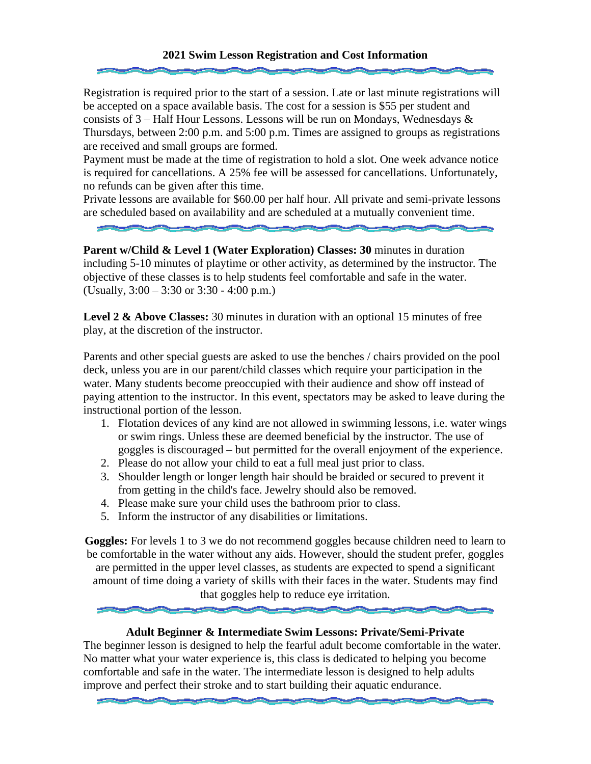## 2021 Swim Lesson Registration and Cost Information

Registration is required prior to the start of a session. Late or last minute registrations will be accepted on a space available basis. The cost for a session is $55 per student and consists of 3 – Half Hour Lessons. Lessons will be run on Mondays, Wednesdays & Thursdays, between 2:00 p.m. and 5:00 p.m. Times are assigned to groups as registrations are received and small groups are formed.

Payment must be made at the time of registration to hold a slot. One week advance notice is required for cancellations. A 25% fee will be assessed for cancellations. Unfortunately, no refunds can be given after this time.

Private lessons are available for $60.00 per half hour. All private and semi-private lessons are scheduled based on availability and are scheduled at a mutually convenient time.

---

**Parent w/Child & Level 1 (Water Exploration) Classes: 30** minutes in duration including 5-10 minutes of playtime or other activity, as determined by the instructor. The objective of these classes is to help students feel comfortable and safe in the water. (Usually, 3:00 – 3:30 or 3:30 - 4:00 p.m.)

**Level 2 & Above Classes:** 30 minutes in duration with an optional 15 minutes of free play, at the discretion of the instructor.

Parents and other special guests are asked to use the benches / chairs provided on the pool deck, unless you are in our parent/child classes which require your participation in the water. Many students become preoccupied with their audience and show off instead of paying attention to the instructor. In this event, spectators may be asked to leave during the instructional portion of the lesson.

1. Flotation devices of any kind are not allowed in swimming lessons, i.e. water wings or swim rings. Unless these are deemed beneficial by the instructor. The use of goggles is discouraged – but permitted for the overall enjoyment of the experience.
2. Please do not allow your child to eat a full meal just prior to class.
3. Shoulder length or longer length hair should be braided or secured to prevent it from getting in the child's face. Jewelry should also be removed.
4. Please make sure your child uses the bathroom prior to class.
5. Inform the instructor of any disabilities or limitations.

**Goggles:** For levels 1 to 3 we do not recommend goggles because children need to learn to be comfortable in the water without any aids. However, should the student prefer, goggles are permitted in the upper level classes, as students are expected to spend a significant amount of time doing a variety of skills with their faces in the water. Students may find that goggles help to reduce eye irritation.

---

### Adult Beginner & Intermediate Swim Lessons: Private/Semi-Private

The beginner lesson is designed to help the fearful adult become comfortable in the water. No matter what your water experience is, this class is dedicated to helping you become comfortable and safe in the water. The intermediate lesson is designed to help adults improve and perfect their stroke and to start building their aquatic endurance.